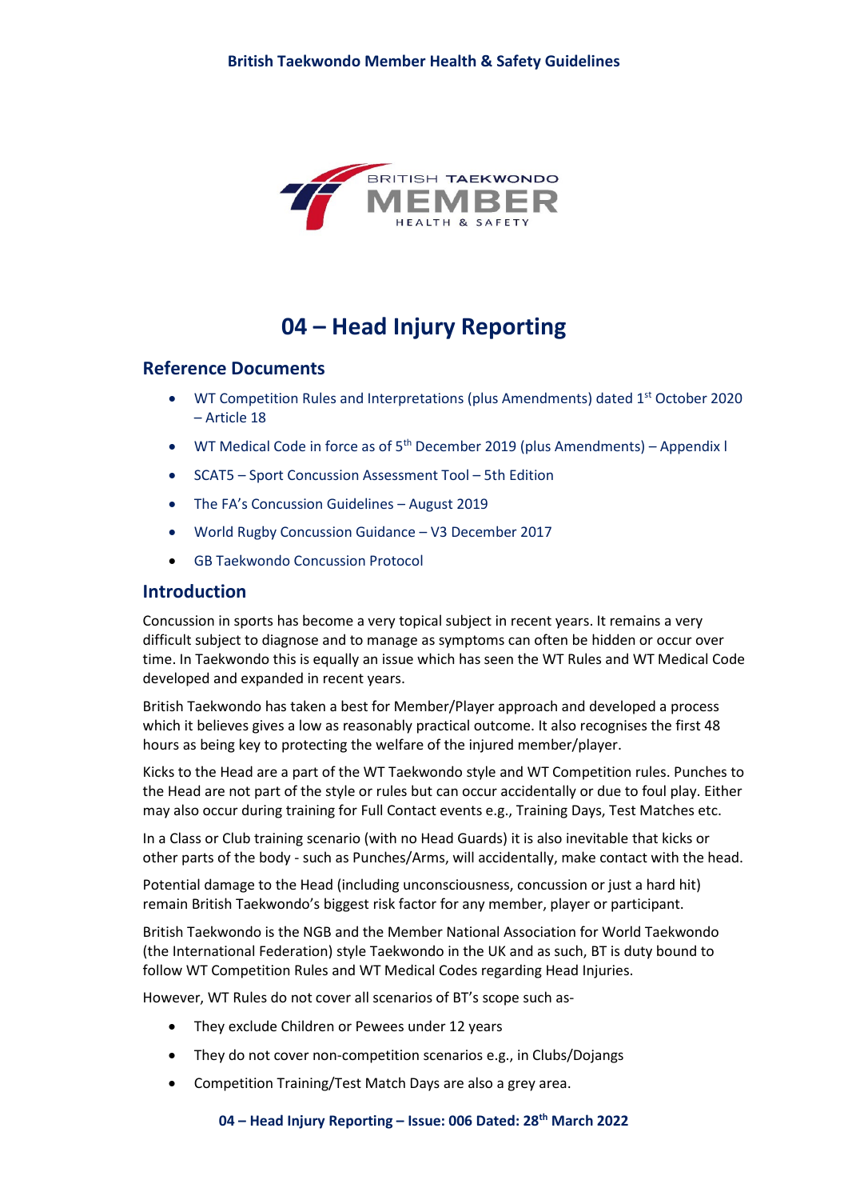# 04 – Head Injury Reporting

## Reference Documents

- WT Competition Rules and Interpretations (plus Amendments) dated 1st October 2020 – Article 18
- WT Medical Code in force as of 5th December 2019 (plus Amendments) – Appendix I
- SCAT5 – Sport Concussion Assessment Tool – 5th Edition
- The FA's Concussion Guidelines – August 2019
- World Rugby Concussion Guidance – V3 December 2017
- GB Taekwondo Concussion Protocol

## Introduction

Concussion in sports has become a very topical subject in recent years. It remains a very difficult subject to diagnose and to manage as symptoms can often be hidden or occur over time. In Taekwondo this is equally an issue which has seen the WT Rules and WT Medical Code developed and expanded in recent years.

British Taekwondo has taken a best for Member/Player approach and developed a process which it believes gives a low as reasonably practical outcome. It also recognises the first 48 hours as being key to protecting the welfare of the injured member/player.

Kicks to the Head are a part of the WT Taekwondo style and WT Competition rules. Punches to the Head are not part of the style or rules but can occur accidentally or due to foul play. Either may also occur during training for Full Contact events e.g., Training Days, Test Matches etc.

In a Class or Club training scenario (with no Head Guards) it is also inevitable that kicks or other parts of the body - such as Punches/Arms, will accidentally, make contact with the head.

Potential damage to the Head (including unconsciousness, concussion or just a hard hit) remain British Taekwondo's biggest risk factor for any member, player or participant.

British Taekwondo is the NGB and the Member National Association for World Taekwondo (the International Federation) style Taekwondo in the UK and as such, BT is duty bound to follow WT Competition Rules and WT Medical Codes regarding Head Injuries.

However, WT Rules do not cover all scenarios of BT's scope such as-

- They exclude Children or Pewees under 12 years
- They do not cover non-competition scenarios e.g., in Clubs/Dojangs
- Competition Training/Test Match Days are also a grey area.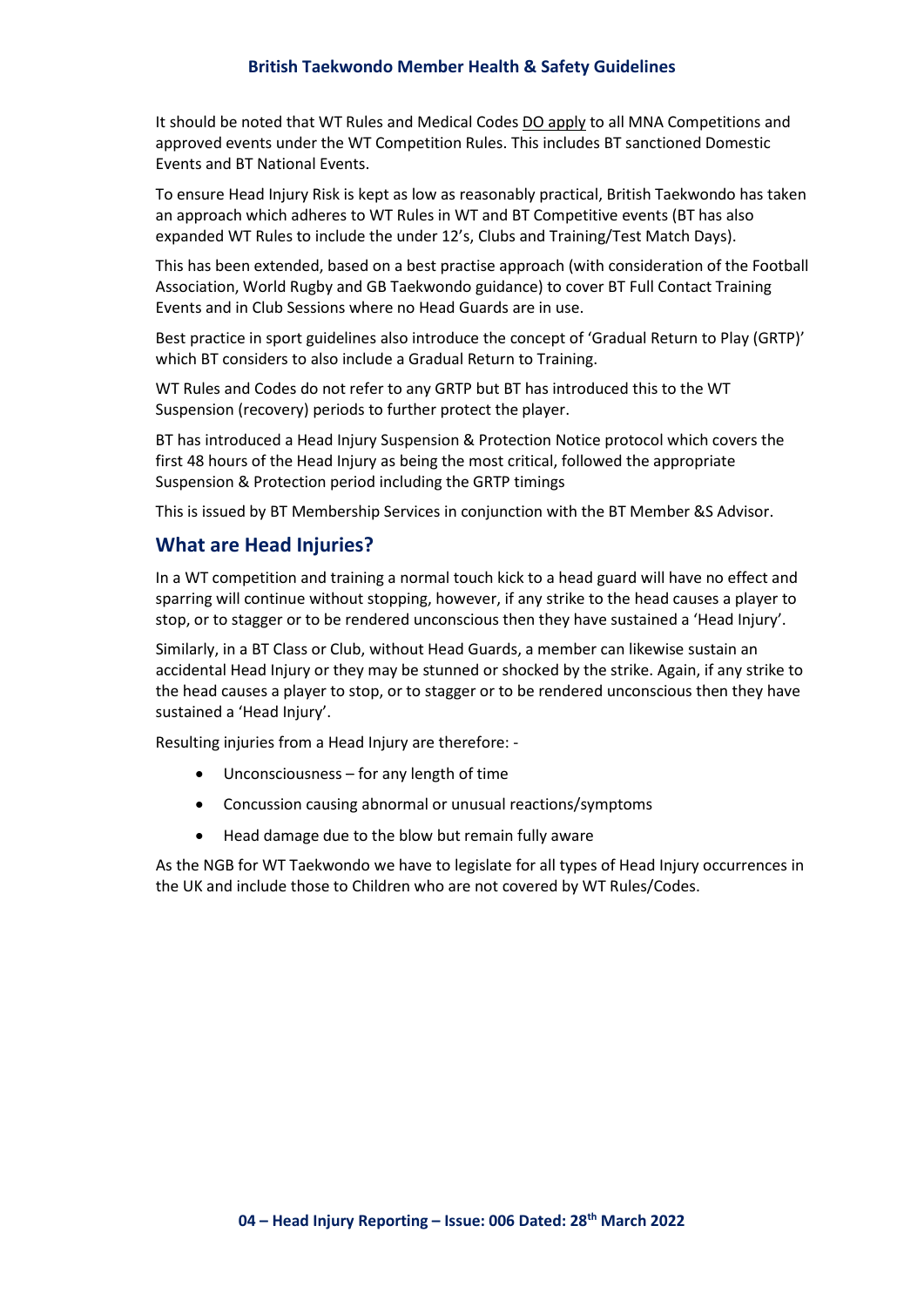It should be noted that WT Rules and Medical Codes DO apply to all MNA Competitions and approved events under the WT Competition Rules. This includes BT sanctioned Domestic Events and BT National Events.

To ensure Head Injury Risk is kept as low as reasonably practical, British Taekwondo has taken an approach which adheres to WT Rules in WT and BT Competitive events (BT has also expanded WT Rules to include the under 12's, Clubs and Training/Test Match Days).

This has been extended, based on a best practise approach (with consideration of the Football Association, World Rugby and GB Taekwondo guidance) to cover BT Full Contact Training Events and in Club Sessions where no Head Guards are in use.

Best practice in sport guidelines also introduce the concept of 'Gradual Return to Play (GRTP)' which BT considers to also include a Gradual Return to Training.

WT Rules and Codes do not refer to any GRTP but BT has introduced this to the WT Suspension (recovery) periods to further protect the player.

BT has introduced a Head Injury Suspension & Protection Notice protocol which covers the first 48 hours of the Head Injury as being the most critical, followed the appropriate Suspension & Protection period including the GRTP timings

This is issued by BT Membership Services in conjunction with the BT Member &S Advisor.

## What are Head Injuries?

In a WT competition and training a normal touch kick to a head guard will have no effect and sparring will continue without stopping, however, if any strike to the head causes a player to stop, or to stagger or to be rendered unconscious then they have sustained a 'Head Injury'.

Similarly, in a BT Class or Club, without Head Guards, a member can likewise sustain an accidental Head Injury or they may be stunned or shocked by the strike. Again, if any strike to the head causes a player to stop, or to stagger or to be rendered unconscious then they have sustained a 'Head Injury'.

Resulting injuries from a Head Injury are therefore: -

- Unconsciousness – for any length of time
- Concussion causing abnormal or unusual reactions/symptoms
- Head damage due to the blow but remain fully aware

As the NGB for WT Taekwondo we have to legislate for all types of Head Injury occurrences in the UK and include those to Children who are not covered by WT Rules/Codes.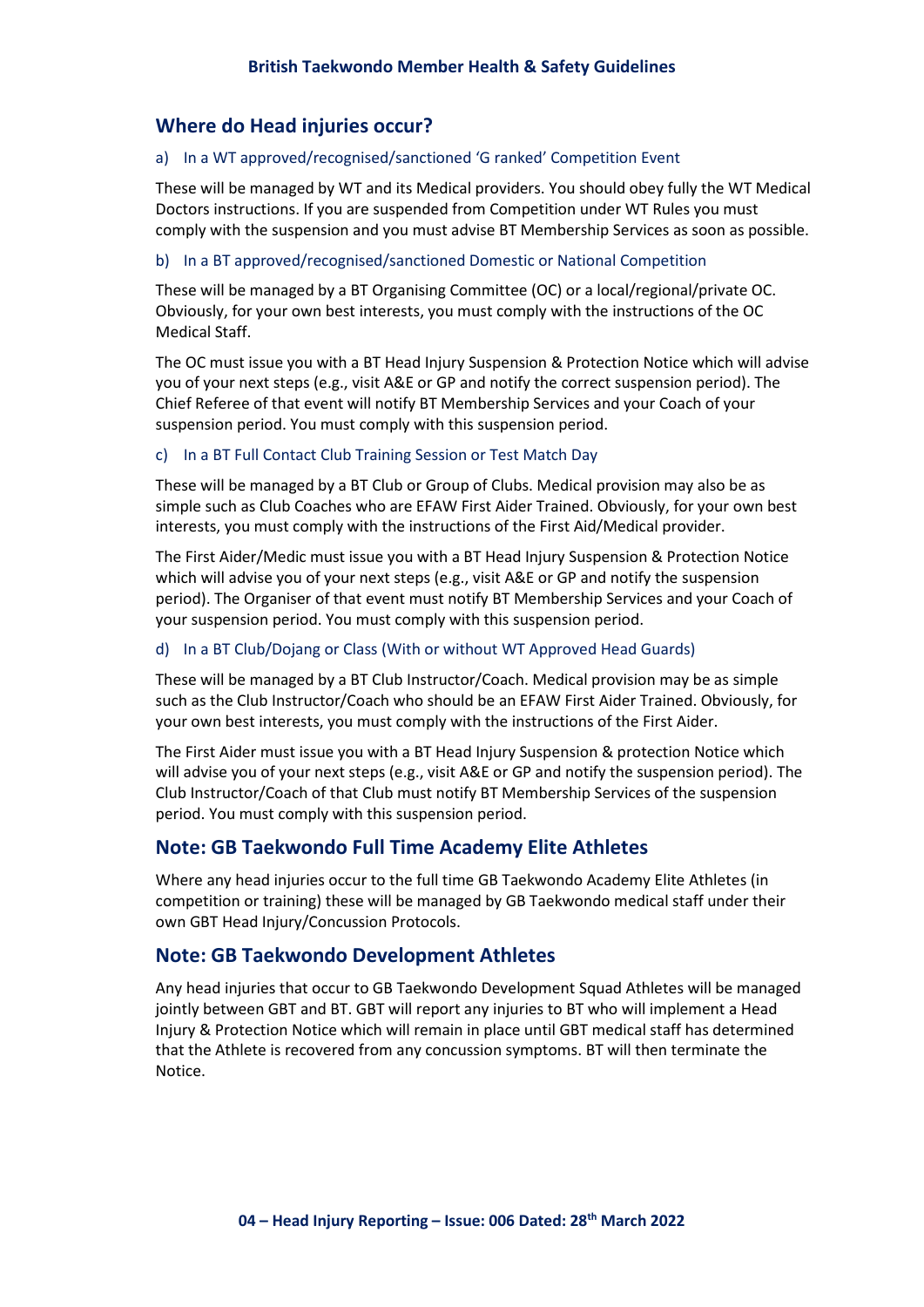## Where do Head injuries occur?

### a) In a WT approved/recognised/sanctioned 'G ranked' Competition Event

These will be managed by WT and its Medical providers. You should obey fully the WT Medical Doctors instructions. If you are suspended from Competition under WT Rules you must comply with the suspension and you must advise BT Membership Services as soon as possible.

### b) In a BT approved/recognised/sanctioned Domestic or National Competition

These will be managed by a BT Organising Committee (OC) or a local/regional/private OC. Obviously, for your own best interests, you must comply with the instructions of the OC Medical Staff.

The OC must issue you with a BT Head Injury Suspension & Protection Notice which will advise you of your next steps (e.g., visit A&E or GP and notify the correct suspension period). The Chief Referee of that event will notify BT Membership Services and your Coach of your suspension period. You must comply with this suspension period.

### c) In a BT Full Contact Club Training Session or Test Match Day

These will be managed by a BT Club or Group of Clubs. Medical provision may also be as simple such as Club Coaches who are EFAW First Aider Trained. Obviously, for your own best interests, you must comply with the instructions of the First Aid/Medical provider.

The First Aider/Medic must issue you with a BT Head Injury Suspension & Protection Notice which will advise you of your next steps (e.g., visit A&E or GP and notify the suspension period). The Organiser of that event must notify BT Membership Services and your Coach of your suspension period. You must comply with this suspension period.

### d) In a BT Club/Dojang or Class (With or without WT Approved Head Guards)

These will be managed by a BT Club Instructor/Coach. Medical provision may be as simple such as the Club Instructor/Coach who should be an EFAW First Aider Trained. Obviously, for your own best interests, you must comply with the instructions of the First Aider.

The First Aider must issue you with a BT Head Injury Suspension & protection Notice which will advise you of your next steps (e.g., visit A&E or GP and notify the suspension period). The Club Instructor/Coach of that Club must notify BT Membership Services of the suspension period. You must comply with this suspension period.

## Note: GB Taekwondo Full Time Academy Elite Athletes

Where any head injuries occur to the full time GB Taekwondo Academy Elite Athletes (in competition or training) these will be managed by GB Taekwondo medical staff under their own GBT Head Injury/Concussion Protocols.

## Note: GB Taekwondo Development Athletes

Any head injuries that occur to GB Taekwondo Development Squad Athletes will be managed jointly between GBT and BT. GBT will report any injuries to BT who will implement a Head Injury & Protection Notice which will remain in place until GBT medical staff has determined that the Athlete is recovered from any concussion symptoms. BT will then terminate the Notice.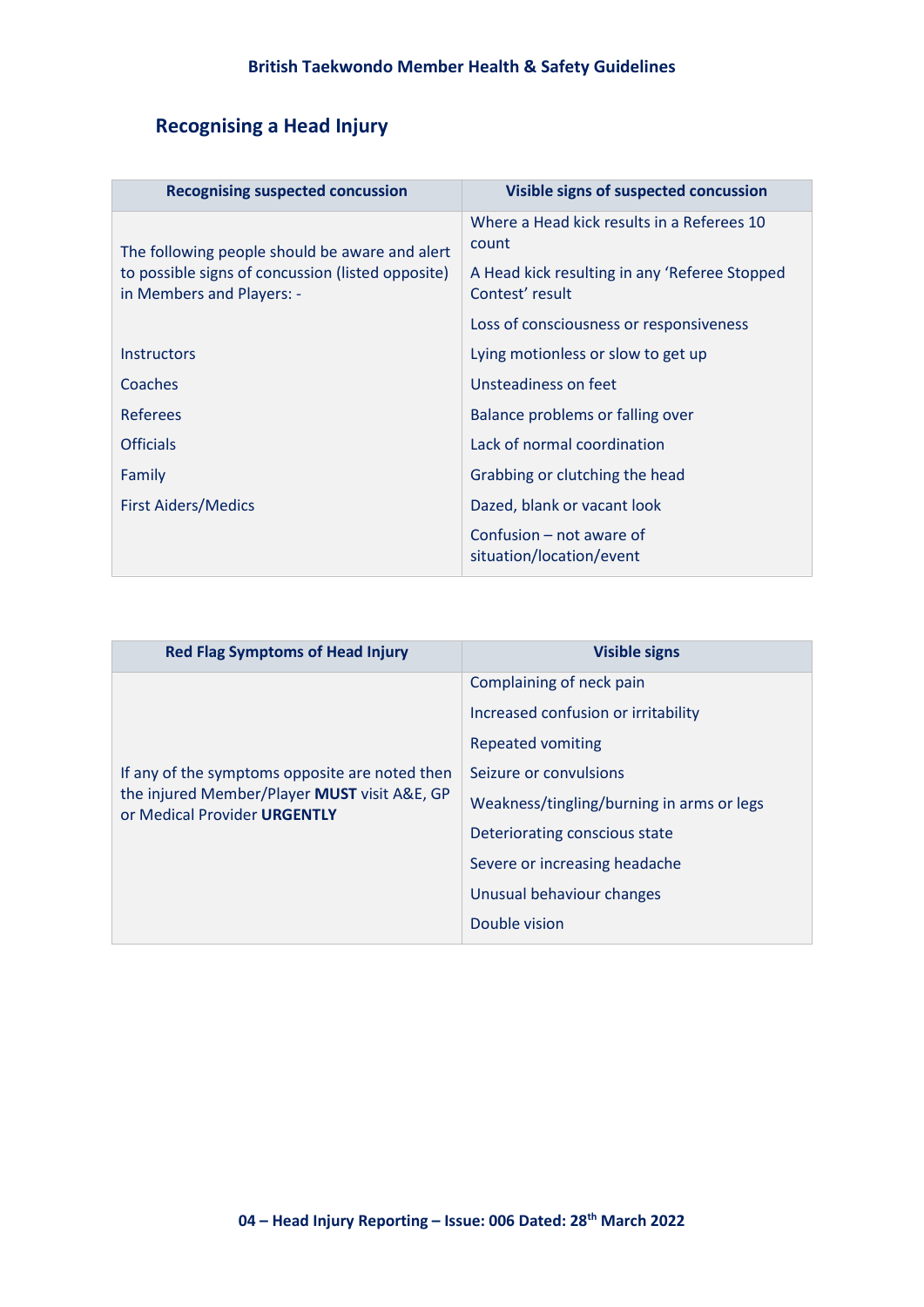## Recognising a Head Injury

| Recognising suspected concussion | Visible signs of suspected concussion |
|---|---|
| The following people should be aware and alert to possible signs of concussion (listed opposite) in Members and Players: - | Where a Head kick results in a Referees 10 count |
| | A Head kick resulting in any 'Referee Stopped Contest' result |
| | Loss of consciousness or responsiveness |
| Instructors | Lying motionless or slow to get up |
| Coaches | Unsteadiness on feet |
| Referees | Balance problems or falling over |
| Officials | Lack of normal coordination |
| Family | Grabbing or clutching the head |
| First Aiders/Medics | Dazed, blank or vacant look |
| | Confusion – not aware of situation/location/event |

| Red Flag Symptoms of Head Injury | Visible signs |
|---|---|
| If any of the symptoms opposite are noted then the injured Member/Player **MUST** visit A&E, GP or Medical Provider **URGENTLY** | Complaining of neck pain |
| | Increased confusion or irritability |
| | Repeated vomiting |
| | Seizure or convulsions |
| | Weakness/tingling/burning in arms or legs |
| | Deteriorating conscious state |
| | Severe or increasing headache |
| | Unusual behaviour changes |
| | Double vision |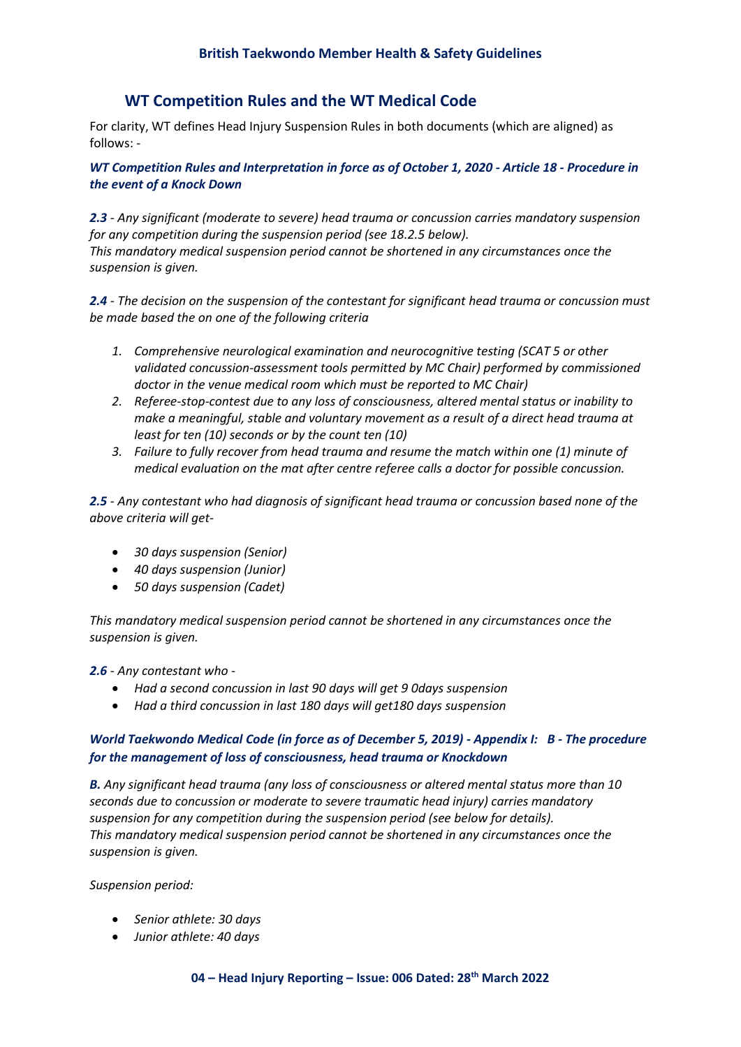## WT Competition Rules and the WT Medical Code

For clarity, WT defines Head Injury Suspension Rules in both documents (which are aligned) as follows: -

***WT Competition Rules and Interpretation in force as of October 1, 2020 - Article 18 - Procedure in the event of a Knock Down***

***2.3*** *- Any significant (moderate to severe) head trauma or concussion carries mandatory suspension for any competition during the suspension period (see 18.2.5 below).*
*This mandatory medical suspension period cannot be shortened in any circumstances once the suspension is given.*

***2.4*** *- The decision on the suspension of the contestant for significant head trauma or concussion must be made based the on one of the following criteria*

1. *Comprehensive neurological examination and neurocognitive testing (SCAT 5 or other validated concussion-assessment tools permitted by MC Chair) performed by commissioned doctor in the venue medical room which must be reported to MC Chair)*
2. *Referee-stop-contest due to any loss of consciousness, altered mental status or inability to make a meaningful, stable and voluntary movement as a result of a direct head trauma at least for ten (10) seconds or by the count ten (10)*
3. *Failure to fully recover from head trauma and resume the match within one (1) minute of medical evaluation on the mat after centre referee calls a doctor for possible concussion.*

***2.5*** *- Any contestant who had diagnosis of significant head trauma or concussion based none of the above criteria will get-*

- *30 days suspension (Senior)*
- *40 days suspension (Junior)*
- *50 days suspension (Cadet)*

*This mandatory medical suspension period cannot be shortened in any circumstances once the suspension is given.*

***2.6*** *- Any contestant who -*

- *Had a second concussion in last 90 days will get 9 0days suspension*
- *Had a third concussion in last 180 days will get180 days suspension*

***World Taekwondo Medical Code (in force as of December 5, 2019) - Appendix I: B - The procedure for the management of loss of consciousness, head trauma or Knockdown***

***B.*** *Any significant head trauma (any loss of consciousness or altered mental status more than 10 seconds due to concussion or moderate to severe traumatic head injury) carries mandatory suspension for any competition during the suspension period (see below for details).*
*This mandatory medical suspension period cannot be shortened in any circumstances once the suspension is given.*

*Suspension period:*

- *Senior athlete: 30 days*
- *Junior athlete: 40 days*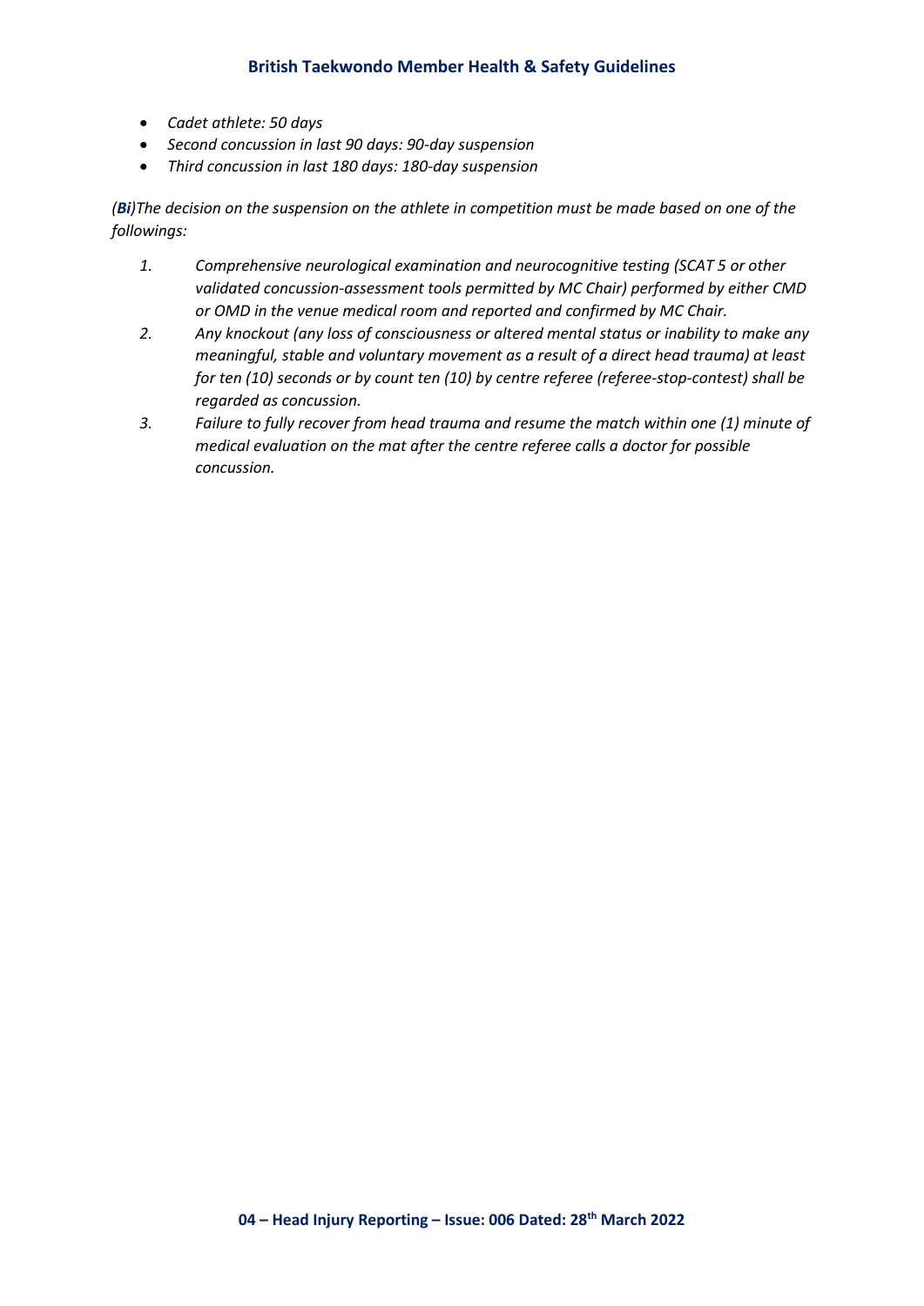- *Cadet athlete: 50 days*
- *Second concussion in last 90 days: 90-day suspension*
- *Third concussion in last 180 days: 180-day suspension*

*(**Bi**)The decision on the suspension on the athlete in competition must be made based on one of the followings:*

1. *Comprehensive neurological examination and neurocognitive testing (SCAT 5 or other validated concussion-assessment tools permitted by MC Chair) performed by either CMD or OMD in the venue medical room and reported and confirmed by MC Chair.*
2. *Any knockout (any loss of consciousness or altered mental status or inability to make any meaningful, stable and voluntary movement as a result of a direct head trauma) at least for ten (10) seconds or by count ten (10) by centre referee (referee-stop-contest) shall be regarded as concussion.*
3. *Failure to fully recover from head trauma and resume the match within one (1) minute of medical evaluation on the mat after the centre referee calls a doctor for possible concussion.*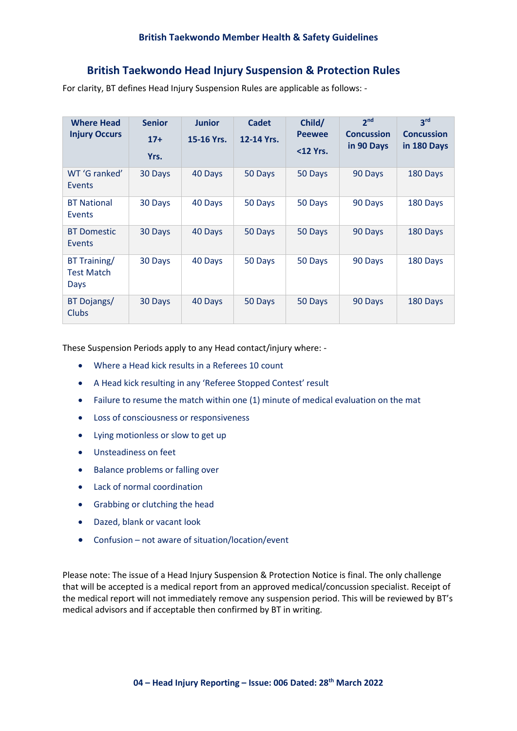## British Taekwondo Head Injury Suspension & Protection Rules

For clarity, BT defines Head Injury Suspension Rules are applicable as follows: -

| Where Head Injury Occurs | Senior 17+ Yrs. | Junior 15-16 Yrs. | Cadet 12-14 Yrs. | Child/ Peewee <12 Yrs. | 2nd Concussion in 90 Days | 3rd Concussion in 180 Days |
|---|---|---|---|---|---|---|
| WT 'G ranked' Events | 30 Days | 40 Days | 50 Days | 50 Days | 90 Days | 180 Days |
| BT National Events | 30 Days | 40 Days | 50 Days | 50 Days | 90 Days | 180 Days |
| BT Domestic Events | 30 Days | 40 Days | 50 Days | 50 Days | 90 Days | 180 Days |
| BT Training/ Test Match Days | 30 Days | 40 Days | 50 Days | 50 Days | 90 Days | 180 Days |
| BT Dojangs/ Clubs | 30 Days | 40 Days | 50 Days | 50 Days | 90 Days | 180 Days |

These Suspension Periods apply to any Head contact/injury where: -

- Where a Head kick results in a Referees 10 count
- A Head kick resulting in any 'Referee Stopped Contest' result
- Failure to resume the match within one (1) minute of medical evaluation on the mat
- Loss of consciousness or responsiveness
- Lying motionless or slow to get up
- Unsteadiness on feet
- Balance problems or falling over
- Lack of normal coordination
- Grabbing or clutching the head
- Dazed, blank or vacant look
- Confusion – not aware of situation/location/event

Please note: The issue of a Head Injury Suspension & Protection Notice is final. The only challenge that will be accepted is a medical report from an approved medical/concussion specialist. Receipt of the medical report will not immediately remove any suspension period. This will be reviewed by BT's medical advisors and if acceptable then confirmed by BT in writing.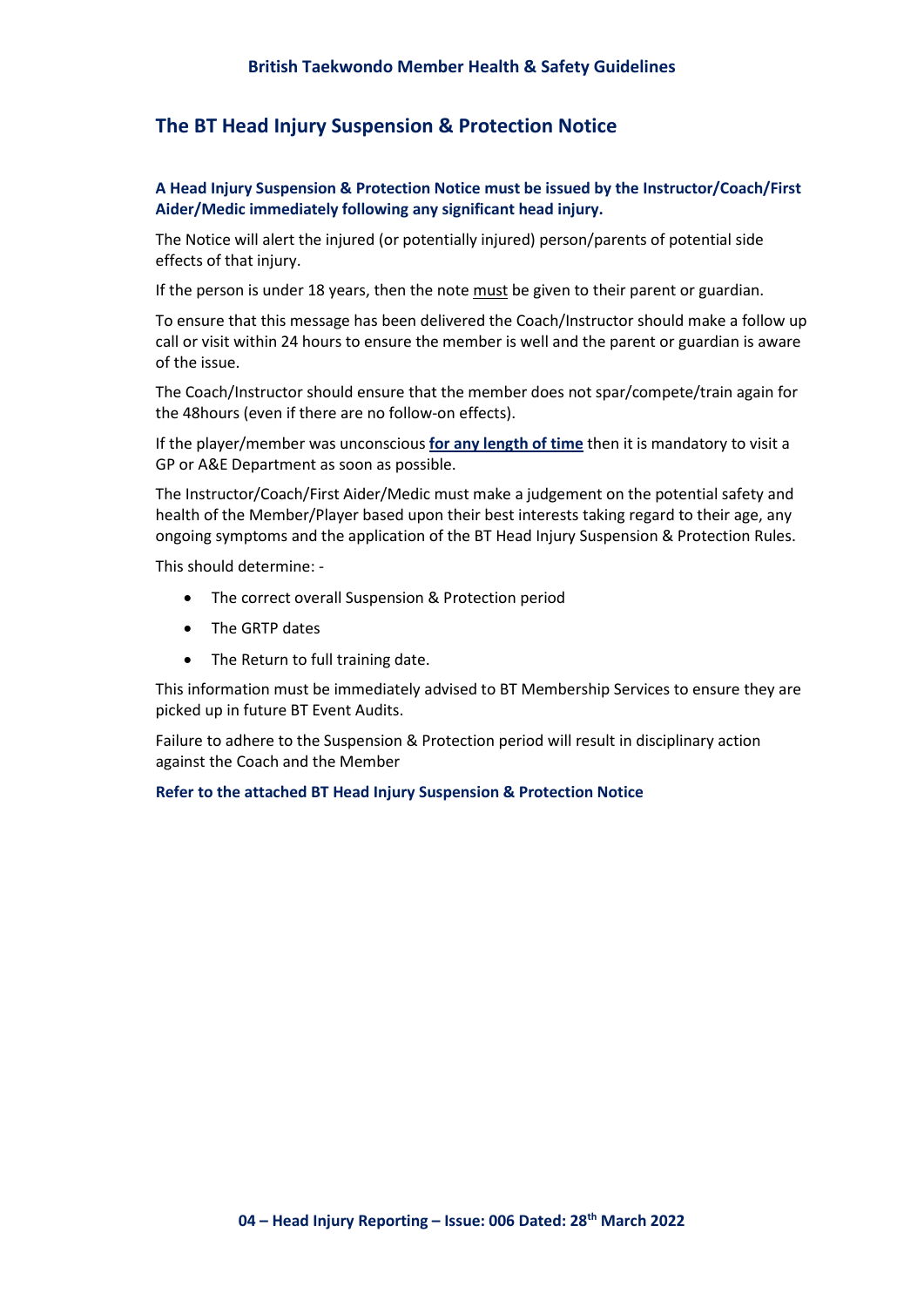## The BT Head Injury Suspension & Protection Notice

**A Head Injury Suspension & Protection Notice must be issued by the Instructor/Coach/First Aider/Medic immediately following any significant head injury.**

The Notice will alert the injured (or potentially injured) person/parents of potential side effects of that injury.

If the person is under 18 years, then the note <u>must</u> be given to their parent or guardian.

To ensure that this message has been delivered the Coach/Instructor should make a follow up call or visit within 24 hours to ensure the member is well and the parent or guardian is aware of the issue.

The Coach/Instructor should ensure that the member does not spar/compete/train again for the 48hours (even if there are no follow-on effects).

If the player/member was unconscious <u>**for any length of time**</u> then it is mandatory to visit a GP or A&E Department as soon as possible.

The Instructor/Coach/First Aider/Medic must make a judgement on the potential safety and health of the Member/Player based upon their best interests taking regard to their age, any ongoing symptoms and the application of the BT Head Injury Suspension & Protection Rules.

This should determine: -

- The correct overall Suspension & Protection period
- The GRTP dates
- The Return to full training date.

This information must be immediately advised to BT Membership Services to ensure they are picked up in future BT Event Audits.

Failure to adhere to the Suspension & Protection period will result in disciplinary action against the Coach and the Member

**Refer to the attached BT Head Injury Suspension & Protection Notice**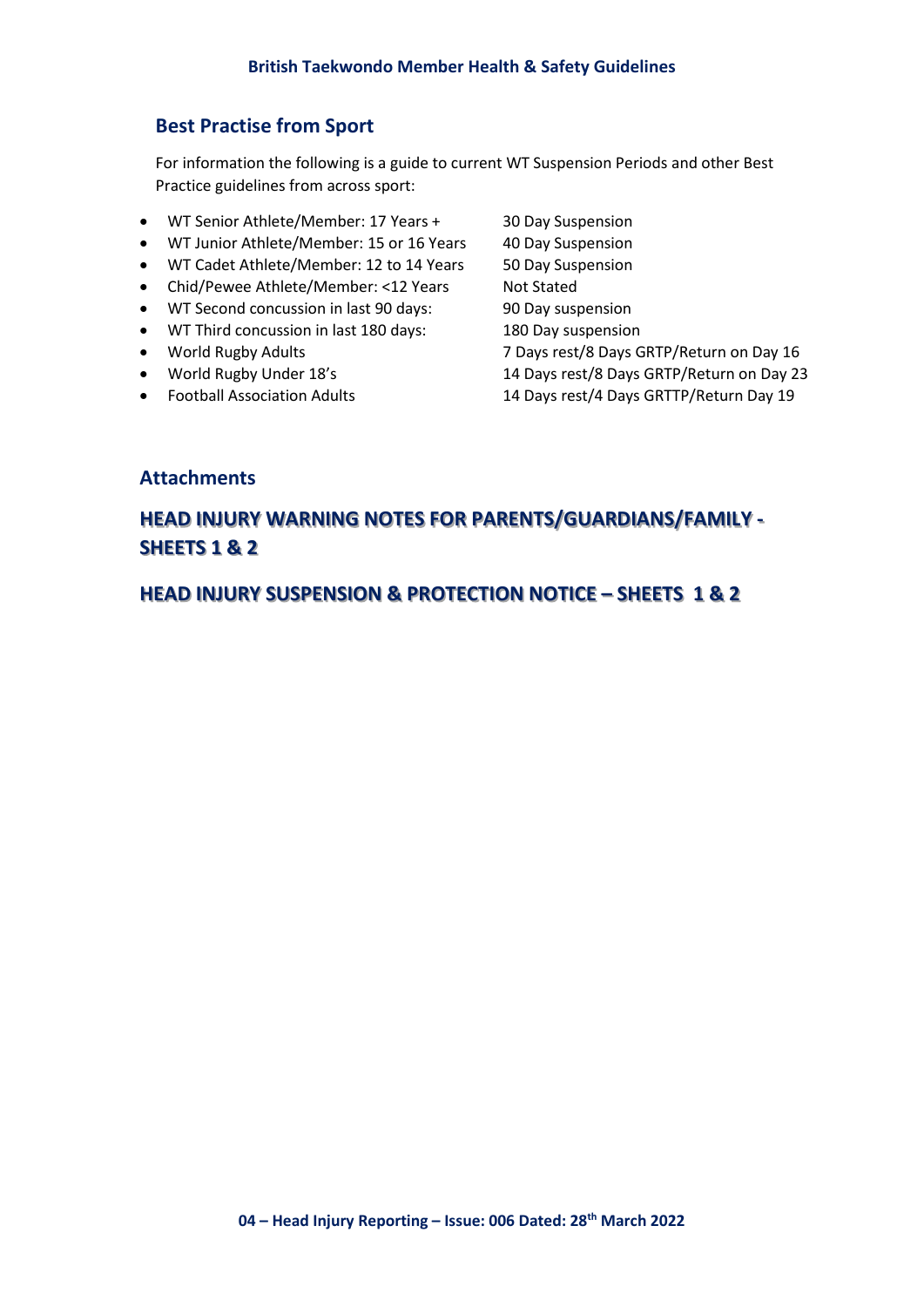## Best Practise from Sport

For information the following is a guide to current WT Suspension Periods and other Best Practice guidelines from across sport:

- WT Senior Athlete/Member: 17 Years + 30 Day Suspension
- WT Junior Athlete/Member: 15 or 16 Years 40 Day Suspension
- WT Cadet Athlete/Member: 12 to 14 Years 50 Day Suspension
- Chid/Pewee Athlete/Member: <12 Years Not Stated
- WT Second concussion in last 90 days: 90 Day suspension
- WT Third concussion in last 180 days: 180 Day suspension
- World Rugby Adults 7 Days rest/8 Days GRTP/Return on Day 16
- World Rugby Under 18's 14 Days rest/8 Days GRTP/Return on Day 23
- Football Association Adults 14 Days rest/4 Days GRTTP/Return Day 19

## Attachments

### HEAD INJURY WARNING NOTES FOR PARENTS/GUARDIANS/FAMILY - SHEETS 1 & 2

### HEAD INJURY SUSPENSION & PROTECTION NOTICE – SHEETS 1 & 2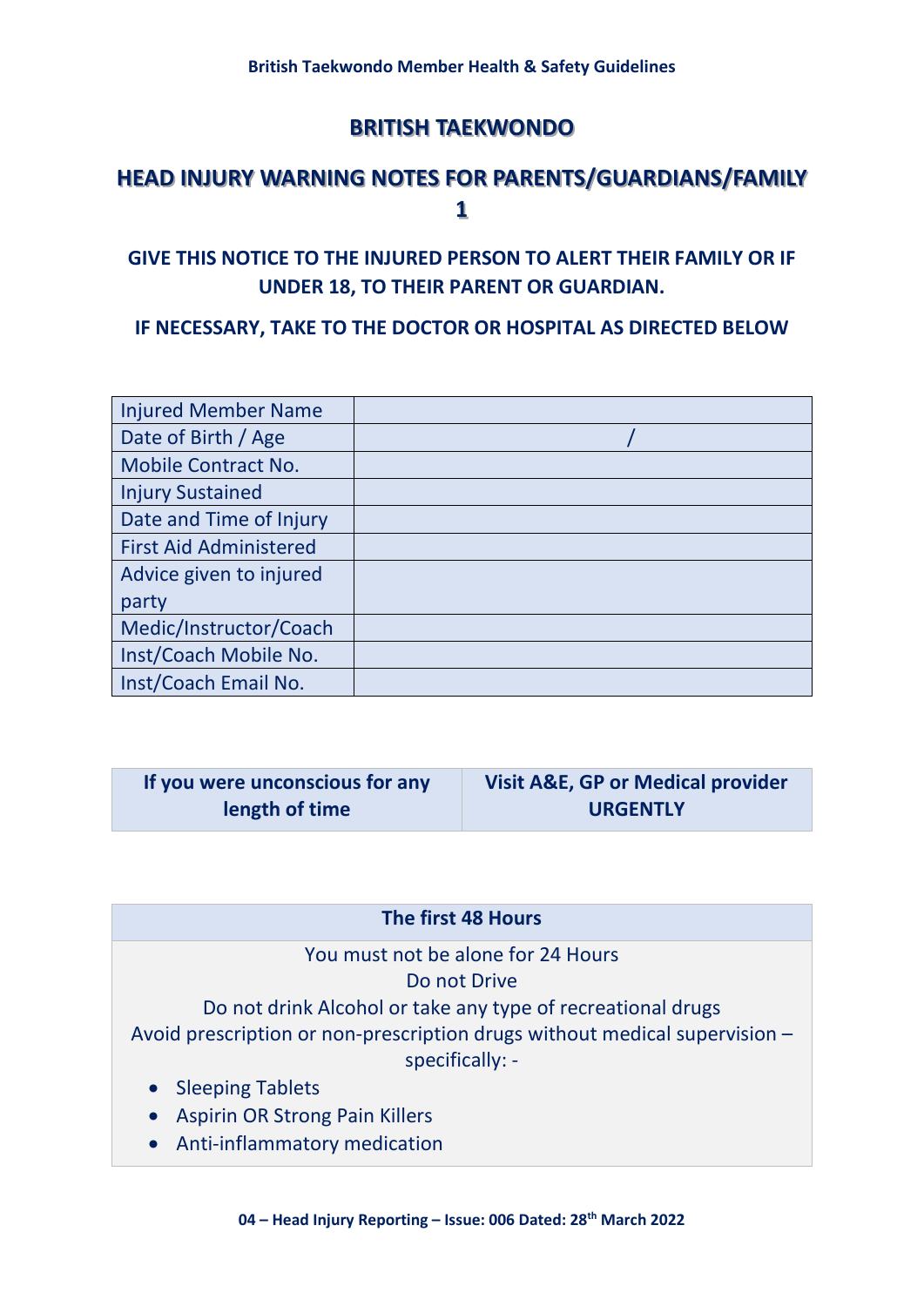# BRITISH TAEKWONDO

## HEAD INJURY WARNING NOTES FOR PARENTS/GUARDIANS/FAMILY 1

**GIVE THIS NOTICE TO THE INJURED PERSON TO ALERT THEIR FAMILY OR IF UNDER 18, TO THEIR PARENT OR GUARDIAN.**

**IF NECESSARY, TAKE TO THE DOCTOR OR HOSPITAL AS DIRECTED BELOW**

| | |
|---|---|
| Injured Member Name | |
| Date of Birth / Age | / |
| Mobile Contract No. | |
| Injury Sustained | |
| Date and Time of Injury | |
| First Aid Administered | |
| Advice given to injured party | |
| Medic/Instructor/Coach | |
| Inst/Coach Mobile No. | |
| Inst/Coach Email No. | |

| **If you were unconscious for any length of time** | **Visit A&E, GP or Medical provider URGENTLY** |
|---|---|

| **The first 48 Hours** |
|---|
| You must not be alone for 24 Hours<br>Do not Drive<br>Do not drink Alcohol or take any type of recreational drugs<br>Avoid prescription or non-prescription drugs without medical supervision – specifically: -<br>• Sleeping Tablets<br>• Aspirin OR Strong Pain Killers<br>• Anti-inflammatory medication |

04 – Head Injury Reporting – Issue: 006 Dated: 28th March 2022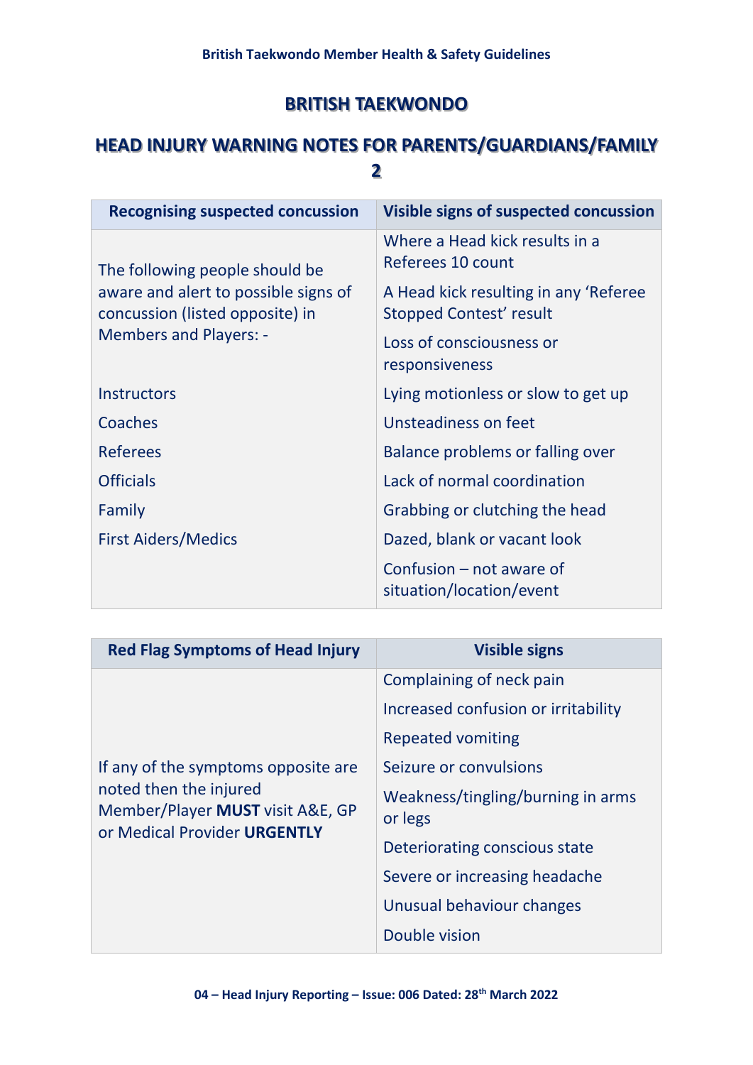# BRITISH TAEKWONDO

## HEAD INJURY WARNING NOTES FOR PARENTS/GUARDIANS/FAMILY 2

| Recognising suspected concussion | Visible signs of suspected concussion |
|---|---|
| The following people should be aware and alert to possible signs of concussion (listed opposite) in Members and Players: - | Where a Head kick results in a Referees 10 count |
| | A Head kick resulting in any 'Referee Stopped Contest' result |
| | Loss of consciousness or responsiveness |
| Instructors | Lying motionless or slow to get up |
| Coaches | Unsteadiness on feet |
| Referees | Balance problems or falling over |
| Officials | Lack of normal coordination |
| Family | Grabbing or clutching the head |
| First Aiders/Medics | Dazed, blank or vacant look |
| | Confusion – not aware of situation/location/event |

| Red Flag Symptoms of Head Injury | Visible signs |
|---|---|
| If any of the symptoms opposite are noted then the injured Member/Player **MUST** visit A&E, GP or Medical Provider **URGENTLY** | Complaining of neck pain |
| | Increased confusion or irritability |
| | Repeated vomiting |
| | Seizure or convulsions |
| | Weakness/tingling/burning in arms or legs |
| | Deteriorating conscious state |
| | Severe or increasing headache |
| | Unusual behaviour changes |
| | Double vision |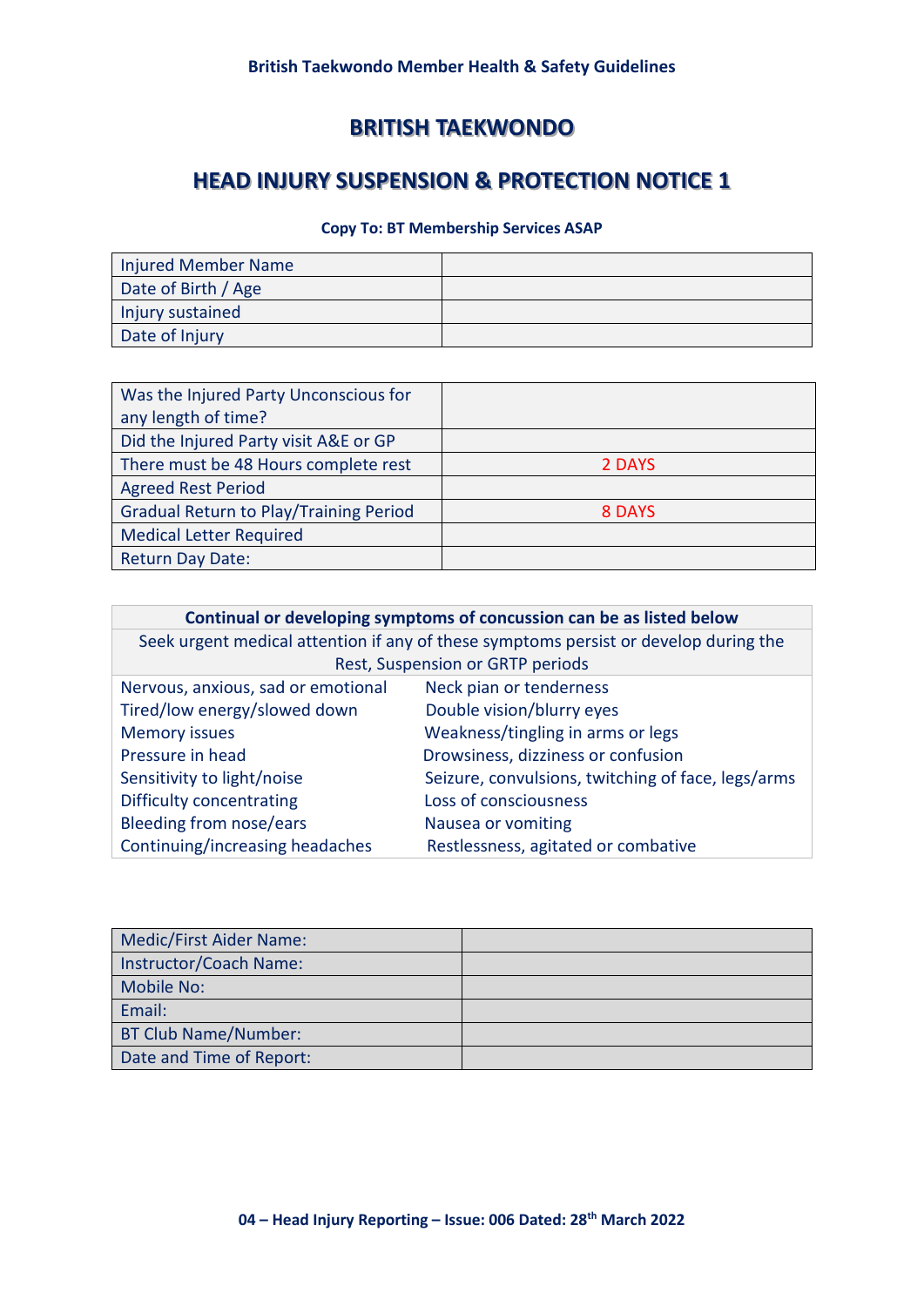# BRITISH TAEKWONDO

## HEAD INJURY SUSPENSION & PROTECTION NOTICE 1

**Copy To: BT Membership Services ASAP**

| | |
|---|---|
| Injured Member Name | |
| Date of Birth / Age | |
| Injury sustained | |
| Date of Injury | |

| | |
|---|---|
| Was the Injured Party Unconscious for any length of time? | |
| Did the Injured Party visit A&E or GP | |
| There must be 48 Hours complete rest | 2 DAYS |
| Agreed Rest Period | |
| Gradual Return to Play/Training Period | 8 DAYS |
| Medical Letter Required | |
| Return Day Date: | |

| **Continual or developing symptoms of concussion can be as listed below** | |
|---|---|
| Seek urgent medical attention if any of these symptoms persist or develop during the Rest, Suspension or GRTP periods | |
| Nervous, anxious, sad or emotional | Neck pian or tenderness |
| Tired/low energy/slowed down | Double vision/blurry eyes |
| Memory issues | Weakness/tingling in arms or legs |
| Pressure in head | Drowsiness, dizziness or confusion |
| Sensitivity to light/noise | Seizure, convulsions, twitching of face, legs/arms |
| Difficulty concentrating | Loss of consciousness |
| Bleeding from nose/ears | Nausea or vomiting |
| Continuing/increasing headaches | Restlessness, agitated or combative |

| | |
|---|---|
| Medic/First Aider Name: | |
| Instructor/Coach Name: | |
| Mobile No: | |
| Email: | |
| BT Club Name/Number: | |
| Date and Time of Report: | |

**04 – Head Injury Reporting – Issue: 006 Dated: 28th March 2022**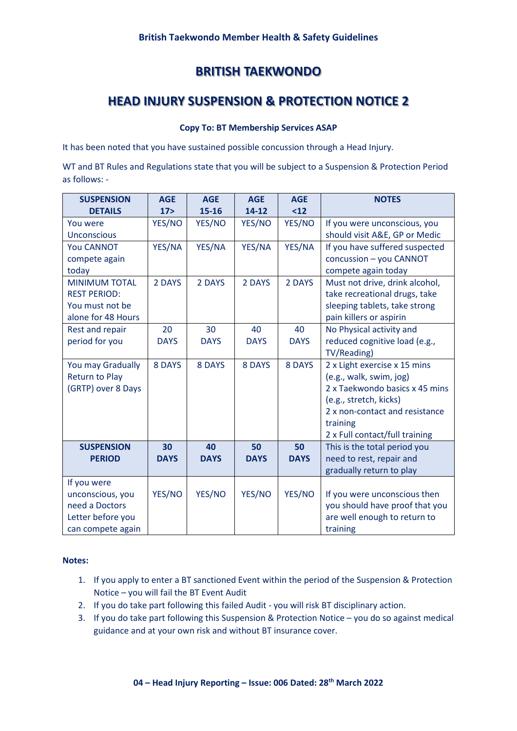# BRITISH TAEKWONDO

## HEAD INJURY SUSPENSION & PROTECTION NOTICE 2

**Copy To: BT Membership Services ASAP**

It has been noted that you have sustained possible concussion through a Head Injury.

WT and BT Rules and Regulations state that you will be subject to a Suspension & Protection Period as follows: -

| SUSPENSION DETAILS | AGE 17> | AGE 15-16 | AGE 14-12 | AGE <12 | NOTES |
|---|---|---|---|---|---|
| You were Unconscious | YES/NO | YES/NO | YES/NO | YES/NO | If you were unconscious, you should visit A&E, GP or Medic |
| You CANNOT compete again today | YES/NA | YES/NA | YES/NA | YES/NA | If you have suffered suspected concussion – you CANNOT compete again today |
| MINIMUM TOTAL REST PERIOD: You must not be alone for 48 Hours | 2 DAYS | 2 DAYS | 2 DAYS | 2 DAYS | Must not drive, drink alcohol, take recreational drugs, take sleeping tablets, take strong pain killers or aspirin |
| Rest and repair period for you | 20 DAYS | 30 DAYS | 40 DAYS | 40 DAYS | No Physical activity and reduced cognitive load (e.g., TV/Reading) |
| You may Gradually Return to Play (GRTP) over 8 Days | 8 DAYS | 8 DAYS | 8 DAYS | 8 DAYS | 2 x Light exercise x 15 mins (e.g., walk, swim, jog)<br>2 x Taekwondo basics x 45 mins (e.g., stretch, kicks)<br>2 x non-contact and resistance training<br>2 x Full contact/full training |
| **SUSPENSION PERIOD** | **30 DAYS** | **40 DAYS** | **50 DAYS** | **50 DAYS** | This is the total period you need to rest, repair and gradually return to play |
| If you were unconscious, you need a Doctors Letter before you can compete again | YES/NO | YES/NO | YES/NO | YES/NO | If you were unconscious then you should have proof that you are well enough to return to training |

**Notes:**

1. If you apply to enter a BT sanctioned Event within the period of the Suspension & Protection Notice – you will fail the BT Event Audit
2. If you do take part following this failed Audit - you will risk BT disciplinary action.
3. If you do take part following this Suspension & Protection Notice – you do so against medical guidance and at your own risk and without BT insurance cover.